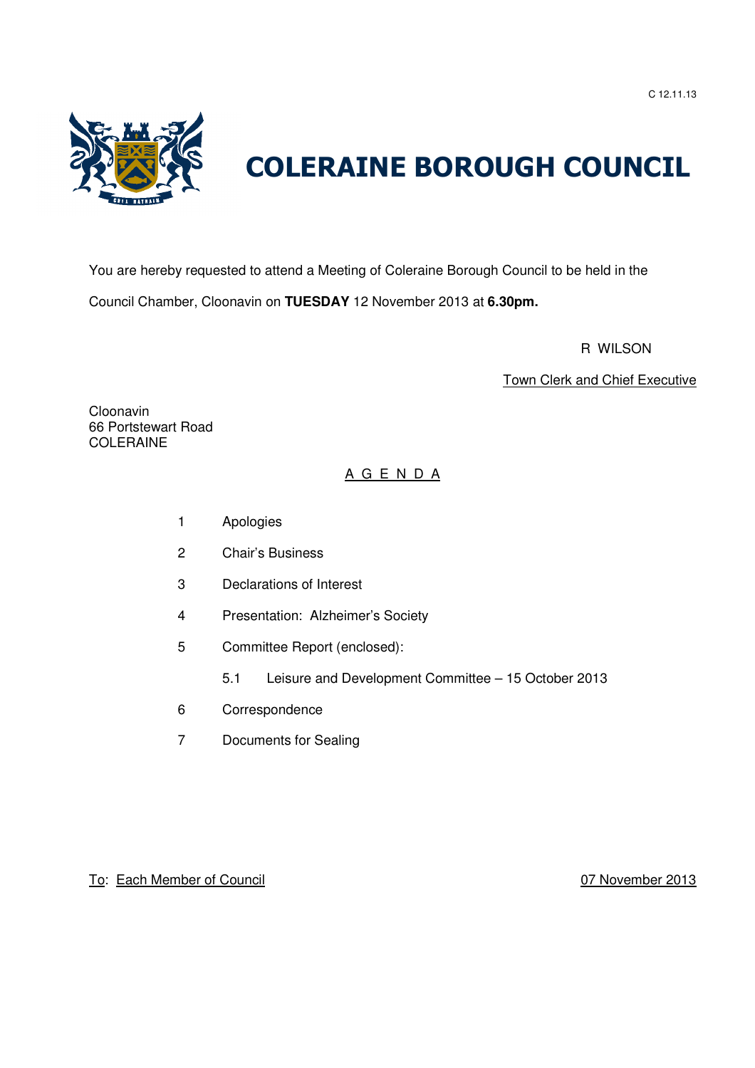C 12.11.13

# COLERAINE BOROUGH COUNCIL

You are hereby requested to attend a Meeting of Coleraine Borough Council to be held in the Council Chamber, Cloonavin on **TUESDAY** 12 November 2013 at **6.30pm.**

R WILSON

Town Clerk and Chief Executive

Cloonavin
66 Portstewart Road
COLERAINE

## A G E N D A

1. Apologies
2. Chair's Business
3. Declarations of Interest
4. Presentation: Alzheimer's Society
5. Committee Report (enclosed):
   - 5.1 Leisure and Development Committee – 15 October 2013
6. Correspondence
7. Documents for Sealing

To: Each Member of Council

07 November 2013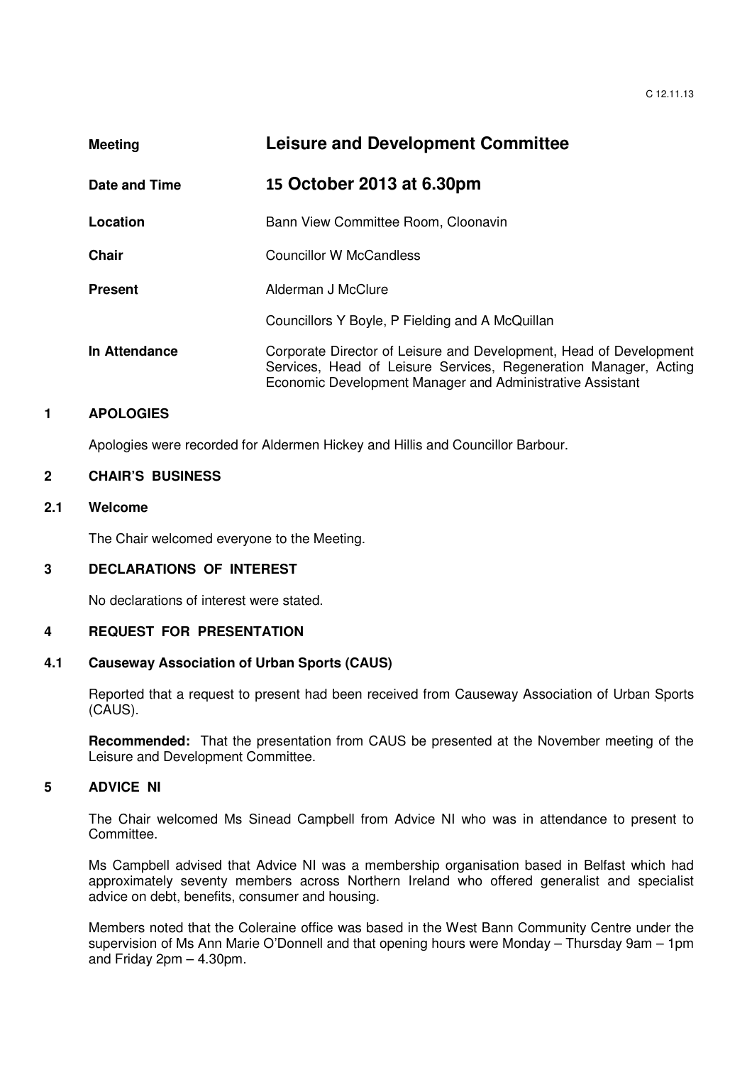| Meeting | **Leisure and Development Committee** |
| --- | --- |
| **Date and Time** | **15 October 2013 at 6.30pm** |
| **Location** | Bann View Committee Room, Cloonavin |
| **Chair** | Councillor W McCandless |
| **Present** | Alderman J McClure |
| | Councillors Y Boyle, P Fielding and A McQuillan |
| **In Attendance** | Corporate Director of Leisure and Development, Head of Development Services, Head of Leisure Services, Regeneration Manager, Acting Economic Development Manager and Administrative Assistant |

## 1 APOLOGIES

Apologies were recorded for Aldermen Hickey and Hillis and Councillor Barbour.

## 2 CHAIR'S BUSINESS

### 2.1 Welcome

The Chair welcomed everyone to the Meeting.

## 3 DECLARATIONS OF INTEREST

No declarations of interest were stated.

## 4 REQUEST FOR PRESENTATION

### 4.1 Causeway Association of Urban Sports (CAUS)

Reported that a request to present had been received from Causeway Association of Urban Sports (CAUS).

**Recommended:** That the presentation from CAUS be presented at the November meeting of the Leisure and Development Committee.

## 5 ADVICE NI

The Chair welcomed Ms Sinead Campbell from Advice NI who was in attendance to present to Committee.

Ms Campbell advised that Advice NI was a membership organisation based in Belfast which had approximately seventy members across Northern Ireland who offered generalist and specialist advice on debt, benefits, consumer and housing.

Members noted that the Coleraine office was based in the West Bann Community Centre under the supervision of Ms Ann Marie O'Donnell and that opening hours were Monday – Thursday 9am – 1pm and Friday 2pm – 4.30pm.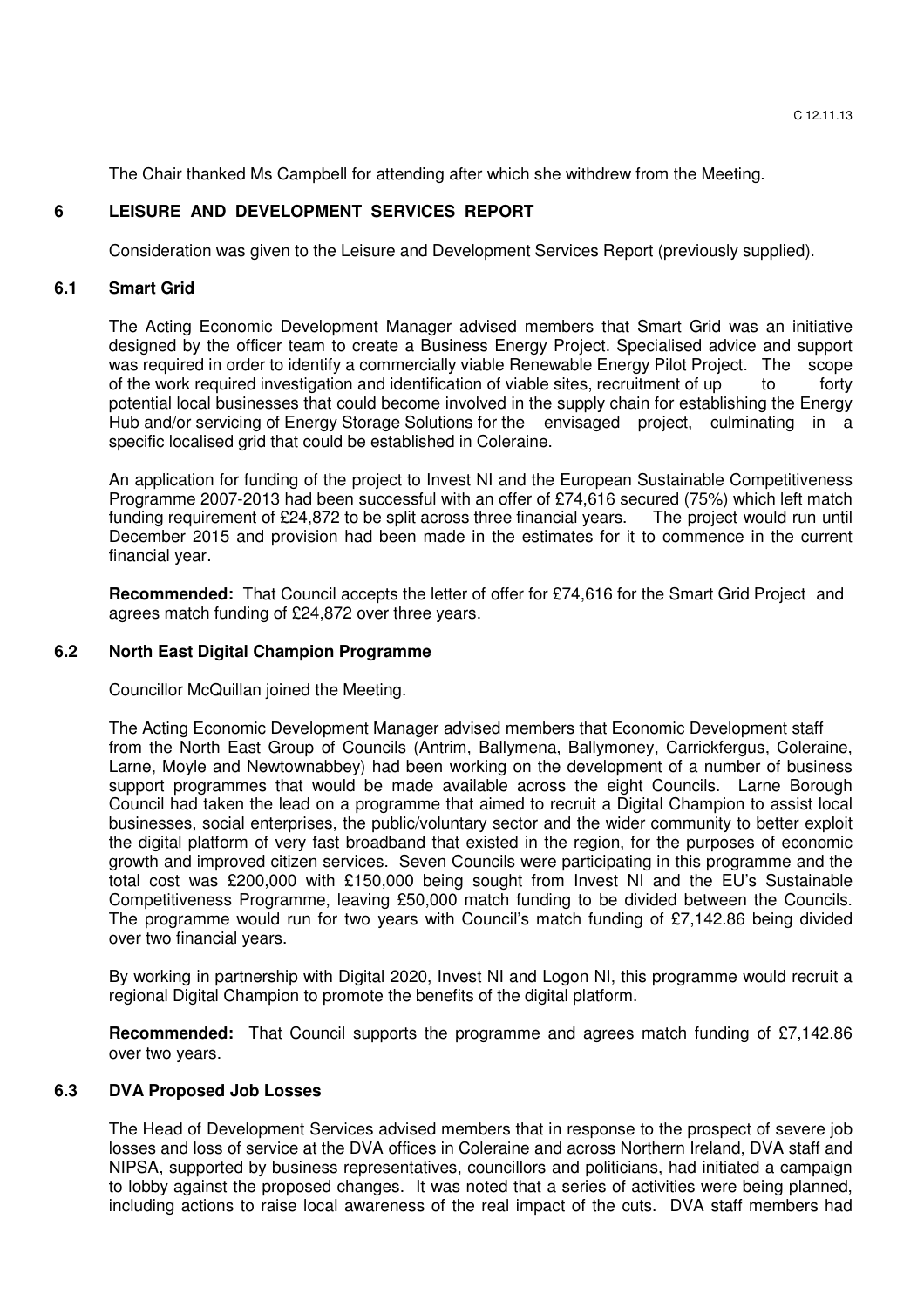The Chair thanked Ms Campbell for attending after which she withdrew from the Meeting.

## 6 LEISURE AND DEVELOPMENT SERVICES REPORT

Consideration was given to the Leisure and Development Services Report (previously supplied).

### 6.1 Smart Grid

The Acting Economic Development Manager advised members that Smart Grid was an initiative designed by the officer team to create a Business Energy Project. Specialised advice and support was required in order to identify a commercially viable Renewable Energy Pilot Project. The scope of the work required investigation and identification of viable sites, recruitment of up to forty potential local businesses that could become involved in the supply chain for establishing the Energy Hub and/or servicing of Energy Storage Solutions for the envisaged project, culminating in a specific localised grid that could be established in Coleraine.

An application for funding of the project to Invest NI and the European Sustainable Competitiveness Programme 2007-2013 had been successful with an offer of £74,616 secured (75%) which left match funding requirement of £24,872 to be split across three financial years. The project would run until December 2015 and provision had been made in the estimates for it to commence in the current financial year.

**Recommended:** That Council accepts the letter of offer for £74,616 for the Smart Grid Project and agrees match funding of £24,872 over three years.

### 6.2 North East Digital Champion Programme

Councillor McQuillan joined the Meeting.

The Acting Economic Development Manager advised members that Economic Development staff from the North East Group of Councils (Antrim, Ballymena, Ballymoney, Carrickfergus, Coleraine, Larne, Moyle and Newtownabbey) had been working on the development of a number of business support programmes that would be made available across the eight Councils. Larne Borough Council had taken the lead on a programme that aimed to recruit a Digital Champion to assist local businesses, social enterprises, the public/voluntary sector and the wider community to better exploit the digital platform of very fast broadband that existed in the region, for the purposes of economic growth and improved citizen services. Seven Councils were participating in this programme and the total cost was £200,000 with £150,000 being sought from Invest NI and the EU's Sustainable Competitiveness Programme, leaving £50,000 match funding to be divided between the Councils. The programme would run for two years with Council's match funding of £7,142.86 being divided over two financial years.

By working in partnership with Digital 2020, Invest NI and Logon NI, this programme would recruit a regional Digital Champion to promote the benefits of the digital platform.

**Recommended:** That Council supports the programme and agrees match funding of £7,142.86 over two years.

### 6.3 DVA Proposed Job Losses

The Head of Development Services advised members that in response to the prospect of severe job losses and loss of service at the DVA offices in Coleraine and across Northern Ireland, DVA staff and NIPSA, supported by business representatives, councillors and politicians, had initiated a campaign to lobby against the proposed changes. It was noted that a series of activities were being planned, including actions to raise local awareness of the real impact of the cuts. DVA staff members had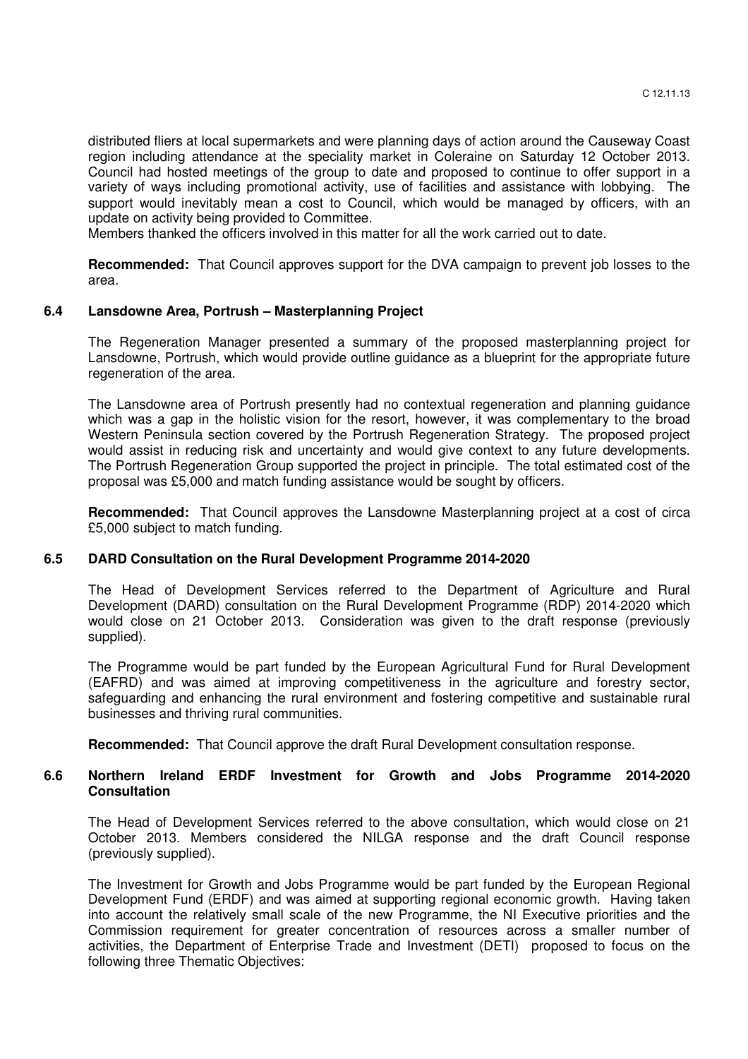distributed fliers at local supermarkets and were planning days of action around the Causeway Coast region including attendance at the speciality market in Coleraine on Saturday 12 October 2013. Council had hosted meetings of the group to date and proposed to continue to offer support in a variety of ways including promotional activity, use of facilities and assistance with lobbying. The support would inevitably mean a cost to Council, which would be managed by officers, with an update on activity being provided to Committee.
Members thanked the officers involved in this matter for all the work carried out to date.

**Recommended:** That Council approves support for the DVA campaign to prevent job losses to the area.

### 6.4 Lansdowne Area, Portrush – Masterplanning Project

The Regeneration Manager presented a summary of the proposed masterplanning project for Lansdowne, Portrush, which would provide outline guidance as a blueprint for the appropriate future regeneration of the area.

The Lansdowne area of Portrush presently had no contextual regeneration and planning guidance which was a gap in the holistic vision for the resort, however, it was complementary to the broad Western Peninsula section covered by the Portrush Regeneration Strategy. The proposed project would assist in reducing risk and uncertainty and would give context to any future developments. The Portrush Regeneration Group supported the project in principle. The total estimated cost of the proposal was £5,000 and match funding assistance would be sought by officers.

**Recommended:** That Council approves the Lansdowne Masterplanning project at a cost of circa £5,000 subject to match funding.

### 6.5 DARD Consultation on the Rural Development Programme 2014-2020

The Head of Development Services referred to the Department of Agriculture and Rural Development (DARD) consultation on the Rural Development Programme (RDP) 2014-2020 which would close on 21 October 2013. Consideration was given to the draft response (previously supplied).

The Programme would be part funded by the European Agricultural Fund for Rural Development (EAFRD) and was aimed at improving competitiveness in the agriculture and forestry sector, safeguarding and enhancing the rural environment and fostering competitive and sustainable rural businesses and thriving rural communities.

**Recommended:** That Council approve the draft Rural Development consultation response.

### 6.6 Northern Ireland ERDF Investment for Growth and Jobs Programme 2014-2020 Consultation

The Head of Development Services referred to the above consultation, which would close on 21 October 2013. Members considered the NILGA response and the draft Council response (previously supplied).

The Investment for Growth and Jobs Programme would be part funded by the European Regional Development Fund (ERDF) and was aimed at supporting regional economic growth. Having taken into account the relatively small scale of the new Programme, the NI Executive priorities and the Commission requirement for greater concentration of resources across a smaller number of activities, the Department of Enterprise Trade and Investment (DETI) proposed to focus on the following three Thematic Objectives: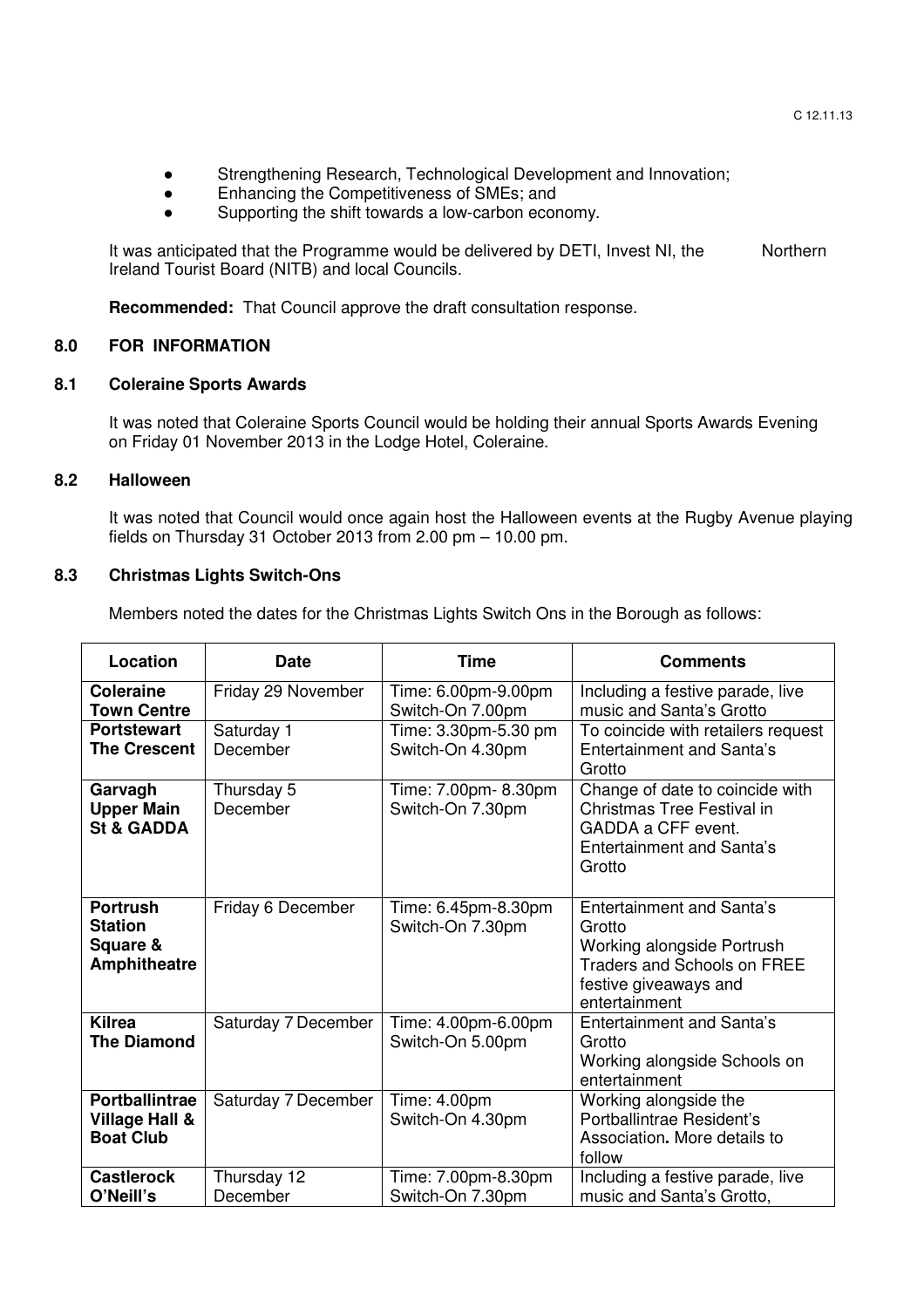- Strengthening Research, Technological Development and Innovation;
- Enhancing the Competitiveness of SMEs; and
- Supporting the shift towards a low-carbon economy.

It was anticipated that the Programme would be delivered by DETI, Invest NI, the Northern Ireland Tourist Board (NITB) and local Councils.

**Recommended:** That Council approve the draft consultation response.

## 8.0 FOR INFORMATION

### 8.1 Coleraine Sports Awards

It was noted that Coleraine Sports Council would be holding their annual Sports Awards Evening on Friday 01 November 2013 in the Lodge Hotel, Coleraine.

### 8.2 Halloween

It was noted that Council would once again host the Halloween events at the Rugby Avenue playing fields on Thursday 31 October 2013 from 2.00 pm – 10.00 pm.

### 8.3 Christmas Lights Switch-Ons

Members noted the dates for the Christmas Lights Switch Ons in the Borough as follows:

| Location | Date | Time | Comments |
| --- | --- | --- | --- |
| **Coleraine Town Centre** | Friday 29 November | Time: 6.00pm-9.00pm Switch-On 7.00pm | Including a festive parade, live music and Santa's Grotto |
| **Portstewart The Crescent** | Saturday 1 December | Time: 3.30pm-5.30 pm Switch-On 4.30pm | To coincide with retailers request Entertainment and Santa's Grotto |
| **Garvagh Upper Main St & GADDA** | Thursday 5 December | Time: 7.00pm- 8.30pm Switch-On 7.30pm | Change of date to coincide with Christmas Tree Festival in GADDA a CFF event. Entertainment and Santa's Grotto |
| **Portrush Station Square & Amphitheatre** | Friday 6 December | Time: 6.45pm-8.30pm Switch-On 7.30pm | Entertainment and Santa's Grotto Working alongside Portrush Traders and Schools on FREE festive giveaways and entertainment |
| **Kilrea The Diamond** | Saturday 7 December | Time: 4.00pm-6.00pm Switch-On 5.00pm | Entertainment and Santa's Grotto Working alongside Schools on entertainment |
| **Portballintrae Village Hall & Boat Club** | Saturday 7 December | Time: 4.00pm Switch-On 4.30pm | Working alongside the Portballintrae Resident's Association**.** More details to follow |
| **Castlerock O'Neill's** | Thursday 12 December | Time: 7.00pm-8.30pm Switch-On 7.30pm | Including a festive parade, live music and Santa's Grotto, |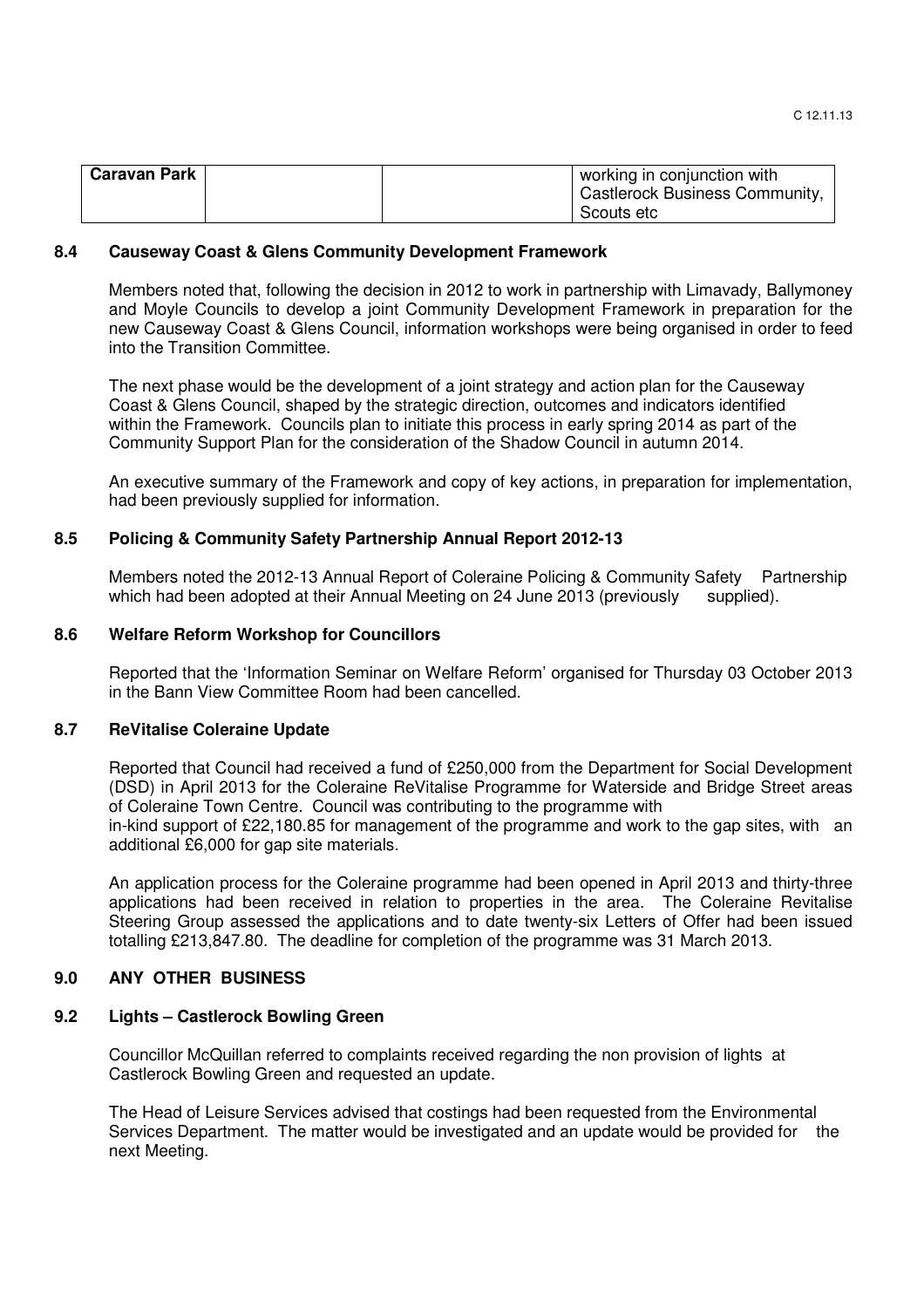| Caravan Park | | | working in conjunction with Castlerock Business Community, Scouts etc |
|---|---|---|---|

### 8.4 Causeway Coast & Glens Community Development Framework

Members noted that, following the decision in 2012 to work in partnership with Limavady, Ballymoney and Moyle Councils to develop a joint Community Development Framework in preparation for the new Causeway Coast & Glens Council, information workshops were being organised in order to feed into the Transition Committee.

The next phase would be the development of a joint strategy and action plan for the Causeway Coast & Glens Council, shaped by the strategic direction, outcomes and indicators identified within the Framework. Councils plan to initiate this process in early spring 2014 as part of the Community Support Plan for the consideration of the Shadow Council in autumn 2014.

An executive summary of the Framework and copy of key actions, in preparation for implementation, had been previously supplied for information.

### 8.5 Policing & Community Safety Partnership Annual Report 2012-13

Members noted the 2012-13 Annual Report of Coleraine Policing & Community Safety Partnership which had been adopted at their Annual Meeting on 24 June 2013 (previously supplied).

### 8.6 Welfare Reform Workshop for Councillors

Reported that the 'Information Seminar on Welfare Reform' organised for Thursday 03 October 2013 in the Bann View Committee Room had been cancelled.

### 8.7 ReVitalise Coleraine Update

Reported that Council had received a fund of £250,000 from the Department for Social Development (DSD) in April 2013 for the Coleraine ReVitalise Programme for Waterside and Bridge Street areas of Coleraine Town Centre. Council was contributing to the programme with in-kind support of £22,180.85 for management of the programme and work to the gap sites, with an additional £6,000 for gap site materials.

An application process for the Coleraine programme had been opened in April 2013 and thirty-three applications had been received in relation to properties in the area. The Coleraine Revitalise Steering Group assessed the applications and to date twenty-six Letters of Offer had been issued totalling £213,847.80. The deadline for completion of the programme was 31 March 2013.

## 9.0 ANY OTHER BUSINESS

### 9.2 Lights – Castlerock Bowling Green

Councillor McQuillan referred to complaints received regarding the non provision of lights at Castlerock Bowling Green and requested an update.

The Head of Leisure Services advised that costings had been requested from the Environmental Services Department. The matter would be investigated and an update would be provided for the next Meeting.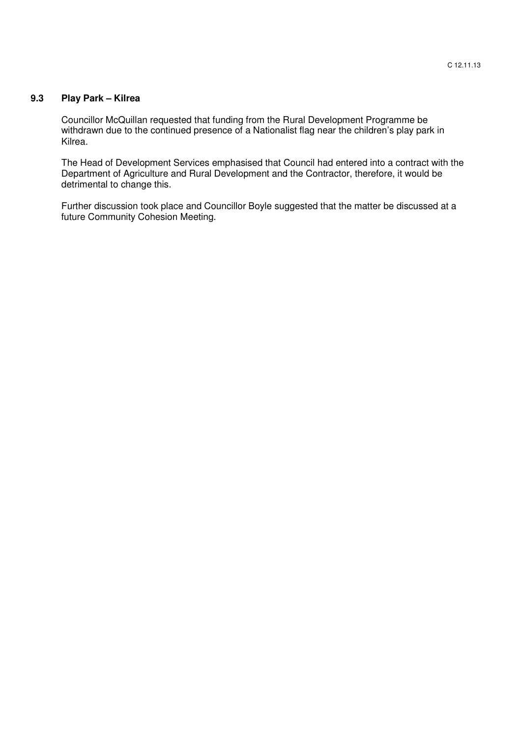### 9.3 Play Park – Kilrea

Councillor McQuillan requested that funding from the Rural Development Programme be withdrawn due to the continued presence of a Nationalist flag near the children's play park in Kilrea.

The Head of Development Services emphasised that Council had entered into a contract with the Department of Agriculture and Rural Development and the Contractor, therefore, it would be detrimental to change this.

Further discussion took place and Councillor Boyle suggested that the matter be discussed at a future Community Cohesion Meeting.